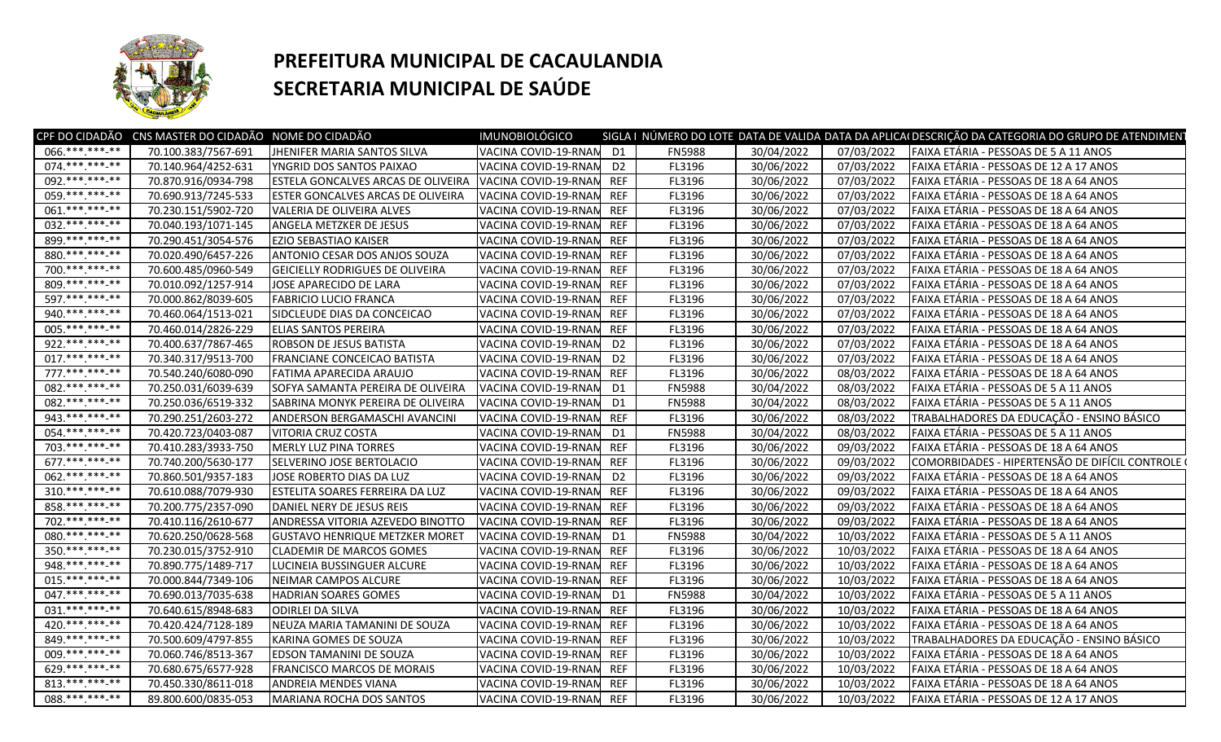# PREFEITURA MUNICIPAL DE CACAULANDIA

# SECRETARIA MUNICIPAL DE SAÚDE

| CPF DO CIDADÃO | CNS MASTER DO CIDADÃO | NOME DO CIDADÃO | IMUNOBIOLÓGICO | SIGLA I | NÚMERO DO LOTE | DATA DE VALIDA | DATA DA APLICA | DESCRIÇÃO DA CATEGORIA DO GRUPO DE ATENDIMEN |
|---|---|---|---|---|---|---|---|---|
| 066.***.***-** | 70.100.383/7567-691 | JHENIFER MARIA SANTOS SILVA | VACINA COVID-19-RNAM | D1 | FN5988 | 30/04/2022 | 07/03/2022 | FAIXA ETÁRIA - PESSOAS DE 5 A 11 ANOS |
| 074.***.***-** | 70.140.964/4252-631 | YNGRID DOS SANTOS PAIXAO | VACINA COVID-19-RNAM | D2 | FL3196 | 30/06/2022 | 07/03/2022 | FAIXA ETÁRIA - PESSOAS DE 12 A 17 ANOS |
| 092.***.***-** | 70.870.916/0934-798 | ESTELA GONCALVES ARCAS DE OLIVEIRA | VACINA COVID-19-RNAM | REF | FL3196 | 30/06/2022 | 07/03/2022 | FAIXA ETÁRIA - PESSOAS DE 18 A 64 ANOS |
| 059.***.***-** | 70.690.913/7245-533 | ESTER GONCALVES ARCAS DE OLIVEIRA | VACINA COVID-19-RNAM | REF | FL3196 | 30/06/2022 | 07/03/2022 | FAIXA ETÁRIA - PESSOAS DE 18 A 64 ANOS |
| 061.***.***-** | 70.230.151/5902-720 | VALERIA DE OLIVEIRA ALVES | VACINA COVID-19-RNAM | REF | FL3196 | 30/06/2022 | 07/03/2022 | FAIXA ETÁRIA - PESSOAS DE 18 A 64 ANOS |
| 032.***.***-** | 70.040.193/1071-145 | ANGELA METZKER DE JESUS | VACINA COVID-19-RNAM | REF | FL3196 | 30/06/2022 | 07/03/2022 | FAIXA ETÁRIA - PESSOAS DE 18 A 64 ANOS |
| 899.***.***-** | 70.290.451/3054-576 | EZIO SEBASTIAO KAISER | VACINA COVID-19-RNAM | REF | FL3196 | 30/06/2022 | 07/03/2022 | FAIXA ETÁRIA - PESSOAS DE 18 A 64 ANOS |
| 880.***.***-** | 70.020.490/6457-226 | ANTONIO CESAR DOS ANJOS SOUZA | VACINA COVID-19-RNAM | REF | FL3196 | 30/06/2022 | 07/03/2022 | FAIXA ETÁRIA - PESSOAS DE 18 A 64 ANOS |
| 700.***.***-** | 70.600.485/0960-549 | GEICIELLY RODRIGUES DE OLIVEIRA | VACINA COVID-19-RNAM | REF | FL3196 | 30/06/2022 | 07/03/2022 | FAIXA ETÁRIA - PESSOAS DE 18 A 64 ANOS |
| 809.***.***-** | 70.010.092/1257-914 | JOSE APARECIDO DE LARA | VACINA COVID-19-RNAM | REF | FL3196 | 30/06/2022 | 07/03/2022 | FAIXA ETÁRIA - PESSOAS DE 18 A 64 ANOS |
| 597.***.***-** | 70.000.862/8039-605 | FABRICIO LUCIO FRANCA | VACINA COVID-19-RNAM | REF | FL3196 | 30/06/2022 | 07/03/2022 | FAIXA ETÁRIA - PESSOAS DE 18 A 64 ANOS |
| 940.***.***-** | 70.460.064/1513-021 | SIDCLEUDE DIAS DA CONCEICAO | VACINA COVID-19-RNAM | REF | FL3196 | 30/06/2022 | 07/03/2022 | FAIXA ETÁRIA - PESSOAS DE 18 A 64 ANOS |
| 005.***.***-** | 70.460.014/2826-229 | ELIAS SANTOS PEREIRA | VACINA COVID-19-RNAM | REF | FL3196 | 30/06/2022 | 07/03/2022 | FAIXA ETÁRIA - PESSOAS DE 18 A 64 ANOS |
| 922.***.***-** | 70.400.637/7867-465 | ROBSON DE JESUS BATISTA | VACINA COVID-19-RNAM | D2 | FL3196 | 30/06/2022 | 07/03/2022 | FAIXA ETÁRIA - PESSOAS DE 18 A 64 ANOS |
| 017.***.***-** | 70.340.317/9513-700 | FRANCIANE CONCEICAO BATISTA | VACINA COVID-19-RNAM | D2 | FL3196 | 30/06/2022 | 07/03/2022 | FAIXA ETÁRIA - PESSOAS DE 18 A 64 ANOS |
| 777.***.***-** | 70.540.240/6080-090 | FATIMA APARECIDA ARAUJO | VACINA COVID-19-RNAM | REF | FL3196 | 30/06/2022 | 08/03/2022 | FAIXA ETÁRIA - PESSOAS DE 18 A 64 ANOS |
| 082.***.***-** | 70.250.031/6039-639 | SOFYA SAMANTA PEREIRA DE OLIVEIRA | VACINA COVID-19-RNAM | D1 | FN5988 | 30/04/2022 | 08/03/2022 | FAIXA ETÁRIA - PESSOAS DE 5 A 11 ANOS |
| 082.***.***-** | 70.250.036/6519-332 | SABRINA MONYK PEREIRA DE OLIVEIRA | VACINA COVID-19-RNAM | D1 | FN5988 | 30/04/2022 | 08/03/2022 | FAIXA ETÁRIA - PESSOAS DE 5 A 11 ANOS |
| 943.***.***-** | 70.290.251/2603-272 | ANDERSON BERGAMASCHI AVANCINI | VACINA COVID-19-RNAM | REF | FL3196 | 30/06/2022 | 08/03/2022 | TRABALHADORES DA EDUCAÇÃO - ENSINO BÁSICO |
| 054.***.***-** | 70.420.723/0403-087 | VITORIA CRUZ COSTA | VACINA COVID-19-RNAM | D1 | FN5988 | 30/04/2022 | 08/03/2022 | FAIXA ETÁRIA - PESSOAS DE 5 A 11 ANOS |
| 703.***.***-** | 70.410.283/3933-750 | MERLY LUZ PINA TORRES | VACINA COVID-19-RNAM | REF | FL3196 | 30/06/2022 | 09/03/2022 | FAIXA ETÁRIA - PESSOAS DE 18 A 64 ANOS |
| 677.***.***-** | 70.740.200/5630-177 | SELVERINO JOSE BERTOLACIO | VACINA COVID-19-RNAM | REF | FL3196 | 30/06/2022 | 09/03/2022 | COMORBIDADES - HIPERTENSÃO DE DIFÍCIL CONTROLE ( |
| 062.***.***-** | 70.860.501/9357-183 | JOSE ROBERTO DIAS DA LUZ | VACINA COVID-19-RNAM | D2 | FL3196 | 30/06/2022 | 09/03/2022 | FAIXA ETÁRIA - PESSOAS DE 18 A 64 ANOS |
| 310.***.***-** | 70.610.088/7079-930 | ESTELITA SOARES FERREIRA DA LUZ | VACINA COVID-19-RNAM | REF | FL3196 | 30/06/2022 | 09/03/2022 | FAIXA ETÁRIA - PESSOAS DE 18 A 64 ANOS |
| 858.***.***-** | 70.200.775/2357-090 | DANIEL NERY DE JESUS REIS | VACINA COVID-19-RNAM | REF | FL3196 | 30/06/2022 | 09/03/2022 | FAIXA ETÁRIA - PESSOAS DE 18 A 64 ANOS |
| 702.***.***-** | 70.410.116/2610-677 | ANDRESSA VITORIA AZEVEDO BINOTTO | VACINA COVID-19-RNAM | REF | FL3196 | 30/06/2022 | 09/03/2022 | FAIXA ETÁRIA - PESSOAS DE 18 A 64 ANOS |
| 080.***.***-** | 70.620.250/0628-568 | GUSTAVO HENRIQUE METZKER MORET | VACINA COVID-19-RNAM | D1 | FN5988 | 30/04/2022 | 10/03/2022 | FAIXA ETÁRIA - PESSOAS DE 5 A 11 ANOS |
| 350.***.***-** | 70.230.015/3752-910 | CLADEMIR DE MARCOS GOMES | VACINA COVID-19-RNAM | REF | FL3196 | 30/06/2022 | 10/03/2022 | FAIXA ETÁRIA - PESSOAS DE 18 A 64 ANOS |
| 948.***.***-** | 70.890.775/1489-717 | LUCINEIA BUSSINGUER ALCURE | VACINA COVID-19-RNAM | REF | FL3196 | 30/06/2022 | 10/03/2022 | FAIXA ETÁRIA - PESSOAS DE 18 A 64 ANOS |
| 015.***.***-** | 70.000.844/7349-106 | NEIMAR CAMPOS ALCURE | VACINA COVID-19-RNAM | REF | FL3196 | 30/06/2022 | 10/03/2022 | FAIXA ETÁRIA - PESSOAS DE 18 A 64 ANOS |
| 047.***.***-** | 70.690.013/7035-638 | HADRIAN SOARES GOMES | VACINA COVID-19-RNAM | D1 | FN5988 | 30/04/2022 | 10/03/2022 | FAIXA ETÁRIA - PESSOAS DE 5 A 11 ANOS |
| 031.***.***-** | 70.640.615/8948-683 | ODIRLEI DA SILVA | VACINA COVID-19-RNAM | REF | FL3196 | 30/06/2022 | 10/03/2022 | FAIXA ETÁRIA - PESSOAS DE 18 A 64 ANOS |
| 420.***.***-** | 70.420.424/7128-189 | NEUZA MARIA TAMANINI DE SOUZA | VACINA COVID-19-RNAM | REF | FL3196 | 30/06/2022 | 10/03/2022 | FAIXA ETÁRIA - PESSOAS DE 18 A 64 ANOS |
| 849.***.***-** | 70.500.609/4797-855 | KARINA GOMES DE SOUZA | VACINA COVID-19-RNAM | REF | FL3196 | 30/06/2022 | 10/03/2022 | TRABALHADORES DA EDUCAÇÃO - ENSINO BÁSICO |
| 009.***.***-** | 70.060.746/8513-367 | EDSON TAMANINI DE SOUZA | VACINA COVID-19-RNAM | REF | FL3196 | 30/06/2022 | 10/03/2022 | FAIXA ETÁRIA - PESSOAS DE 18 A 64 ANOS |
| 629.***.***-** | 70.680.675/6577-928 | FRANCISCO MARCOS DE MORAIS | VACINA COVID-19-RNAM | REF | FL3196 | 30/06/2022 | 10/03/2022 | FAIXA ETÁRIA - PESSOAS DE 18 A 64 ANOS |
| 813.***.***-** | 70.450.330/8611-018 | ANDREIA MENDES VIANA | VACINA COVID-19-RNAM | REF | FL3196 | 30/06/2022 | 10/03/2022 | FAIXA ETÁRIA - PESSOAS DE 18 A 64 ANOS |
| 088.***.***-** | 89.800.600/0835-053 | MARIANA ROCHA DOS SANTOS | VACINA COVID-19-RNAM | REF | FL3196 | 30/06/2022 | 10/03/2022 | FAIXA ETÁRIA - PESSOAS DE 12 A 17 ANOS |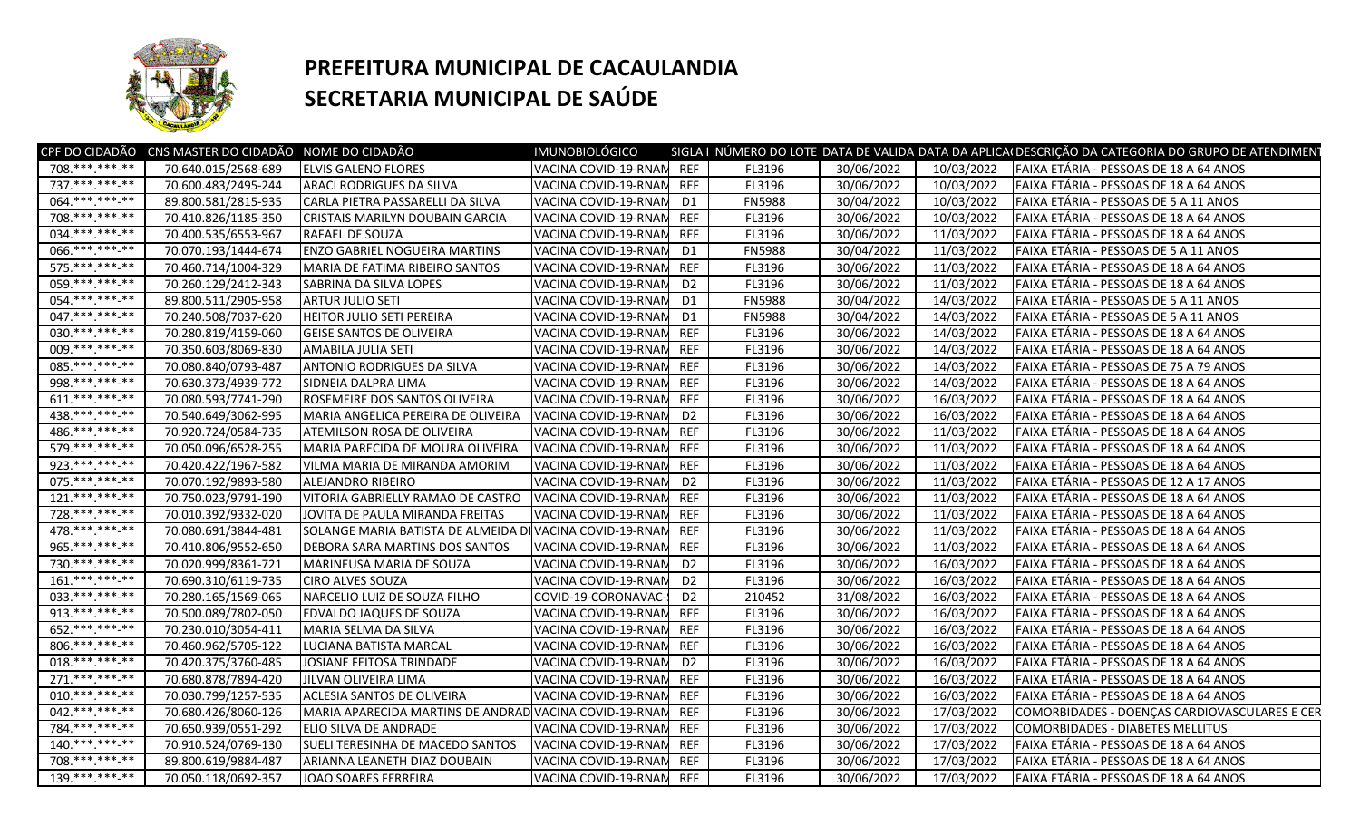# PREFEITURA MUNICIPAL DE CACAULANDIA
## SECRETARIA MUNICIPAL DE SAÚDE

| CPF DO CIDADÃO | CNS MASTER DO CIDADÃO | NOME DO CIDADÃO | IMUNOBIOLÓGICO | SIGLA I | NÚMERO DO LOTE | DATA DE VALIDA | DATA DA APLICA | DESCRIÇÃO DA CATEGORIA DO GRUPO DE ATENDIMEN |
|---|---|---|---|---|---|---|---|---|
| 708.***.***-** | 70.640.015/2568-689 | ELVIS GALENO FLORES | VACINA COVID-19-RNAM | REF | FL3196 | 30/06/2022 | 10/03/2022 | FAIXA ETÁRIA - PESSOAS DE 18 A 64 ANOS |
| 737.***.***-** | 70.600.483/2495-244 | ARACI RODRIGUES DA SILVA | VACINA COVID-19-RNAM | REF | FL3196 | 30/06/2022 | 10/03/2022 | FAIXA ETÁRIA - PESSOAS DE 18 A 64 ANOS |
| 064.***.***-** | 89.800.581/2815-935 | CARLA PIETRA PASSARELLI DA SILVA | VACINA COVID-19-RNAM | D1 | FN5988 | 30/04/2022 | 10/03/2022 | FAIXA ETÁRIA - PESSOAS DE 5 A 11 ANOS |
| 708.***.***-** | 70.410.826/1185-350 | CRISTAIS MARILYN DOUBAIN GARCIA | VACINA COVID-19-RNAM | REF | FL3196 | 30/06/2022 | 10/03/2022 | FAIXA ETÁRIA - PESSOAS DE 18 A 64 ANOS |
| 034.***.***-** | 70.400.535/6553-967 | RAFAEL DE SOUZA | VACINA COVID-19-RNAM | REF | FL3196 | 30/06/2022 | 11/03/2022 | FAIXA ETÁRIA - PESSOAS DE 18 A 64 ANOS |
| 066.***.***-** | 70.070.193/1444-674 | ENZO GABRIEL NOGUEIRA MARTINS | VACINA COVID-19-RNAM | D1 | FN5988 | 30/04/2022 | 11/03/2022 | FAIXA ETÁRIA - PESSOAS DE 5 A 11 ANOS |
| 575.***.***-** | 70.460.714/1004-329 | MARIA DE FATIMA RIBEIRO SANTOS | VACINA COVID-19-RNAM | REF | FL3196 | 30/06/2022 | 11/03/2022 | FAIXA ETÁRIA - PESSOAS DE 18 A 64 ANOS |
| 059.***.***-** | 70.260.129/2412-343 | SABRINA DA SILVA LOPES | VACINA COVID-19-RNAM | D2 | FL3196 | 30/06/2022 | 11/03/2022 | FAIXA ETÁRIA - PESSOAS DE 18 A 64 ANOS |
| 054.***.***-** | 89.800.511/2905-958 | ARTUR JULIO SETI | VACINA COVID-19-RNAM | D1 | FN5988 | 30/04/2022 | 14/03/2022 | FAIXA ETÁRIA - PESSOAS DE 5 A 11 ANOS |
| 047.***.***-** | 70.240.508/7037-620 | HEITOR JULIO SETI PEREIRA | VACINA COVID-19-RNAM | D1 | FN5988 | 30/04/2022 | 14/03/2022 | FAIXA ETÁRIA - PESSOAS DE 5 A 11 ANOS |
| 030.***.***-** | 70.280.819/4159-060 | GEISE SANTOS DE OLIVEIRA | VACINA COVID-19-RNAM | REF | FL3196 | 30/06/2022 | 14/03/2022 | FAIXA ETÁRIA - PESSOAS DE 18 A 64 ANOS |
| 009.***.***-** | 70.350.603/8069-830 | AMABILA JULIA SETI | VACINA COVID-19-RNAM | REF | FL3196 | 30/06/2022 | 14/03/2022 | FAIXA ETÁRIA - PESSOAS DE 18 A 64 ANOS |
| 085.***.***-** | 70.080.840/0793-487 | ANTONIO RODRIGUES DA SILVA | VACINA COVID-19-RNAM | REF | FL3196 | 30/06/2022 | 14/03/2022 | FAIXA ETÁRIA - PESSOAS DE 75 A 79 ANOS |
| 998.***.***-** | 70.630.373/4939-772 | SIDNEIA DALPRA LIMA | VACINA COVID-19-RNAM | REF | FL3196 | 30/06/2022 | 14/03/2022 | FAIXA ETÁRIA - PESSOAS DE 18 A 64 ANOS |
| 611.***.***-** | 70.080.593/7741-290 | ROSEMEIRE DOS SANTOS OLIVEIRA | VACINA COVID-19-RNAM | REF | FL3196 | 30/06/2022 | 16/03/2022 | FAIXA ETÁRIA - PESSOAS DE 18 A 64 ANOS |
| 438.***.***-** | 70.540.649/3062-995 | MARIA ANGELICA PEREIRA DE OLIVEIRA | VACINA COVID-19-RNAM | D2 | FL3196 | 30/06/2022 | 16/03/2022 | FAIXA ETÁRIA - PESSOAS DE 18 A 64 ANOS |
| 486.***.***-** | 70.920.724/0584-735 | ATEMILSON ROSA DE OLIVEIRA | VACINA COVID-19-RNAM | REF | FL3196 | 30/06/2022 | 11/03/2022 | FAIXA ETÁRIA - PESSOAS DE 18 A 64 ANOS |
| 579.***.***-** | 70.050.096/6528-255 | MARIA PARECIDA DE MOURA OLIVEIRA | VACINA COVID-19-RNAM | REF | FL3196 | 30/06/2022 | 11/03/2022 | FAIXA ETÁRIA - PESSOAS DE 18 A 64 ANOS |
| 923.***.***-** | 70.420.422/1967-582 | VILMA MARIA DE MIRANDA AMORIM | VACINA COVID-19-RNAM | REF | FL3196 | 30/06/2022 | 11/03/2022 | FAIXA ETÁRIA - PESSOAS DE 18 A 64 ANOS |
| 075.***.***-** | 70.070.192/9893-580 | ALEJANDRO RIBEIRO | VACINA COVID-19-RNAM | D2 | FL3196 | 30/06/2022 | 11/03/2022 | FAIXA ETÁRIA - PESSOAS DE 12 A 17 ANOS |
| 121.***.***-** | 70.750.023/9791-190 | VITORIA GABRIELLY RAMAO DE CASTRO | VACINA COVID-19-RNAM | REF | FL3196 | 30/06/2022 | 11/03/2022 | FAIXA ETÁRIA - PESSOAS DE 18 A 64 ANOS |
| 728.***.***-** | 70.010.392/9332-020 | JOVITA DE PAULA MIRANDA FREITAS | VACINA COVID-19-RNAM | REF | FL3196 | 30/06/2022 | 11/03/2022 | FAIXA ETÁRIA - PESSOAS DE 18 A 64 ANOS |
| 478.***.***-** | 70.080.691/3844-481 | SOLANGE MARIA BATISTA DE ALMEIDA DI | VACINA COVID-19-RNAM | REF | FL3196 | 30/06/2022 | 11/03/2022 | FAIXA ETÁRIA - PESSOAS DE 18 A 64 ANOS |
| 965.***.***-** | 70.410.806/9552-650 | DEBORA SARA MARTINS DOS SANTOS | VACINA COVID-19-RNAM | REF | FL3196 | 30/06/2022 | 11/03/2022 | FAIXA ETÁRIA - PESSOAS DE 18 A 64 ANOS |
| 730.***.***-** | 70.020.999/8361-721 | MARINEUSA MARIA DE SOUZA | VACINA COVID-19-RNAM | D2 | FL3196 | 30/06/2022 | 16/03/2022 | FAIXA ETÁRIA - PESSOAS DE 18 A 64 ANOS |
| 161.***.***-** | 70.690.310/6119-735 | CIRO ALVES SOUZA | VACINA COVID-19-RNAM | D2 | FL3196 | 30/06/2022 | 16/03/2022 | FAIXA ETÁRIA - PESSOAS DE 18 A 64 ANOS |
| 033.***.***-** | 70.280.165/1569-065 | NARCELIO LUIZ DE SOUZA FILHO | COVID-19-CORONAVAC- | D2 | 210452 | 31/08/2022 | 16/03/2022 | FAIXA ETÁRIA - PESSOAS DE 18 A 64 ANOS |
| 913.***.***-** | 70.500.089/7802-050 | EDVALDO JAQUES DE SOUZA | VACINA COVID-19-RNAM | REF | FL3196 | 30/06/2022 | 16/03/2022 | FAIXA ETÁRIA - PESSOAS DE 18 A 64 ANOS |
| 652.***.***-** | 70.230.010/3054-411 | MARIA SELMA DA SILVA | VACINA COVID-19-RNAM | REF | FL3196 | 30/06/2022 | 16/03/2022 | FAIXA ETÁRIA - PESSOAS DE 18 A 64 ANOS |
| 806.***.***-** | 70.460.962/5705-122 | LUCIANA BATISTA MARCAL | VACINA COVID-19-RNAM | REF | FL3196 | 30/06/2022 | 16/03/2022 | FAIXA ETÁRIA - PESSOAS DE 18 A 64 ANOS |
| 018.***.***-** | 70.420.375/3760-485 | JOSIANE FEITOSA TRINDADE | VACINA COVID-19-RNAM | D2 | FL3196 | 30/06/2022 | 16/03/2022 | FAIXA ETÁRIA - PESSOAS DE 18 A 64 ANOS |
| 271.***.***-** | 70.680.878/7894-420 | JILVAN OLIVEIRA LIMA | VACINA COVID-19-RNAM | REF | FL3196 | 30/06/2022 | 16/03/2022 | FAIXA ETÁRIA - PESSOAS DE 18 A 64 ANOS |
| 010.***.***-** | 70.030.799/1257-535 | ACLESIA SANTOS DE OLIVEIRA | VACINA COVID-19-RNAM | REF | FL3196 | 30/06/2022 | 16/03/2022 | FAIXA ETÁRIA - PESSOAS DE 18 A 64 ANOS |
| 042.***.***-** | 70.680.426/8060-126 | MARIA APARECIDA MARTINS DE ANDRAD | VACINA COVID-19-RNAM | REF | FL3196 | 30/06/2022 | 17/03/2022 | COMORBIDADES - DOENÇAS CARDIOVASCULARES E CER |
| 784.***.***-** | 70.650.939/0551-292 | ELIO SILVA DE ANDRADE | VACINA COVID-19-RNAM | REF | FL3196 | 30/06/2022 | 17/03/2022 | COMORBIDADES - DIABETES MELLITUS |
| 140.***.***-** | 70.910.524/0769-130 | SUELI TERESINHA DE MACEDO SANTOS | VACINA COVID-19-RNAM | REF | FL3196 | 30/06/2022 | 17/03/2022 | FAIXA ETÁRIA - PESSOAS DE 18 A 64 ANOS |
| 708.***.***-** | 89.800.619/9884-487 | ARIANNA LEANETH DIAZ DOUBAIN | VACINA COVID-19-RNAM | REF | FL3196 | 30/06/2022 | 17/03/2022 | FAIXA ETÁRIA - PESSOAS DE 18 A 64 ANOS |
| 139.***.***-** | 70.050.118/0692-357 | JOAO SOARES FERREIRA | VACINA COVID-19-RNAM | REF | FL3196 | 30/06/2022 | 17/03/2022 | FAIXA ETÁRIA - PESSOAS DE 18 A 64 ANOS |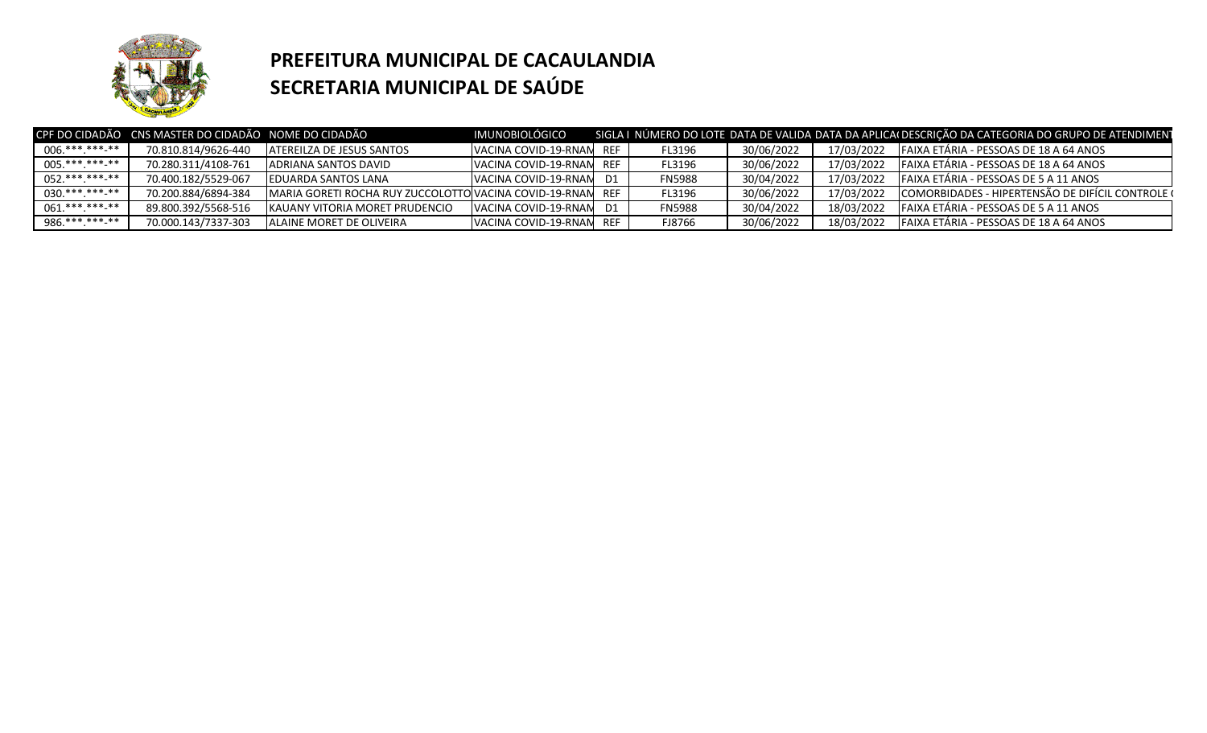# PREFEITURA MUNICIPAL DE CACAULANDIA
# SECRETARIA MUNICIPAL DE SAÚDE

| CPF DO CIDADÃO | CNS MASTER DO CIDADÃO | NOME DO CIDADÃO | IMUNOBIOLÓGICO | SIGLA I | NÚMERO DO LOTE | DATA DE VALIDA | DATA DA APLICA | DESCRIÇÃO DA CATEGORIA DO GRUPO DE ATENDIMENT |
|---|---|---|---|---|---|---|---|---|
| 006.***.***-** | 70.810.814/9626-440 | ATEREILZA DE JESUS SANTOS | VACINA COVID-19-RNAM | REF | FL3196 | 30/06/2022 | 17/03/2022 | FAIXA ETÁRIA - PESSOAS DE 18 A 64 ANOS |
| 005.***.***-** | 70.280.311/4108-761 | ADRIANA SANTOS DAVID | VACINA COVID-19-RNAM | REF | FL3196 | 30/06/2022 | 17/03/2022 | FAIXA ETÁRIA - PESSOAS DE 18 A 64 ANOS |
| 052.***.***-** | 70.400.182/5529-067 | EDUARDA SANTOS LANA | VACINA COVID-19-RNAM | D1 | FN5988 | 30/04/2022 | 17/03/2022 | FAIXA ETÁRIA - PESSOAS DE 5 A 11 ANOS |
| 030.***.***-** | 70.200.884/6894-384 | MARIA GORETI ROCHA RUY ZUCCOLOTTO | VACINA COVID-19-RNAM | REF | FL3196 | 30/06/2022 | 17/03/2022 | COMORBIDADES - HIPERTENSÃO DE DIFÍCIL CONTROLE ( |
| 061.***.***-** | 89.800.392/5568-516 | KAUANY VITORIA MORET PRUDENCIO | VACINA COVID-19-RNAM | D1 | FN5988 | 30/04/2022 | 18/03/2022 | FAIXA ETÁRIA - PESSOAS DE 5 A 11 ANOS |
| 986.***.***-** | 70.000.143/7337-303 | ALAINE MORET DE OLIVEIRA | VACINA COVID-19-RNAM | REF | FJ8766 | 30/06/2022 | 18/03/2022 | FAIXA ETÁRIA - PESSOAS DE 18 A 64 ANOS |